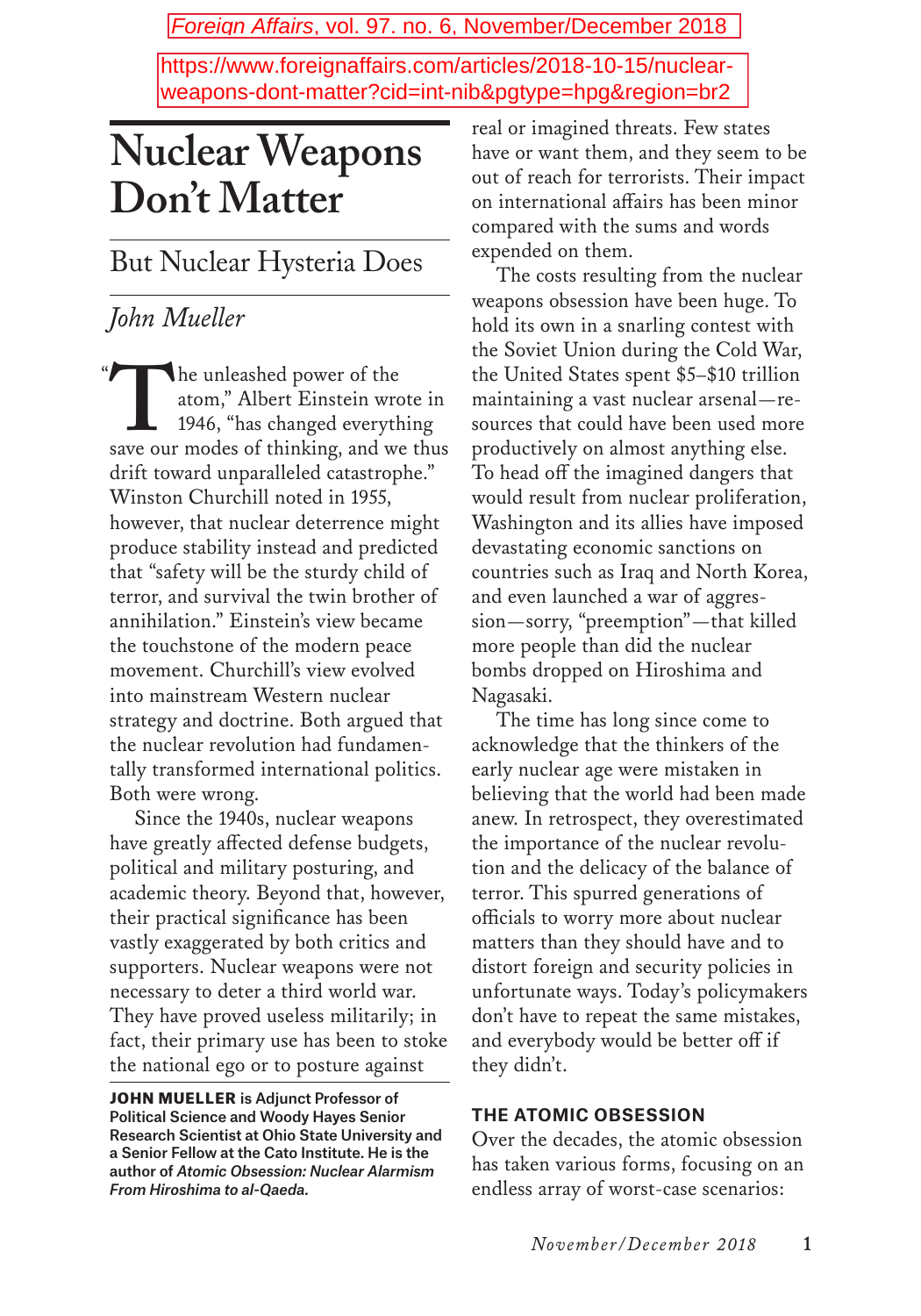Foreign Affairs, vol. 97. no. 6, November/December 2018

https://www.foreignaffairs.com/articles/2018-10-15/nuclear-weapons-dont-matter?cid=int-nib&pgtype=hpg&region=br2

# Nuclear Weapons Don't Matter

## But Nuclear Hysteria Does

*John Mueller*

"The unleashed power of the atom," Albert Einstein wrote in 1946, "has changed everything save our modes of thinking, and we thus drift toward unparalleled catastrophe." Winston Churchill noted in 1955, however, that nuclear deterrence might produce stability instead and predicted that "safety will be the sturdy child of terror, and survival the twin brother of annihilation." Einstein's view became the touchstone of the modern peace movement. Churchill's view evolved into mainstream Western nuclear strategy and doctrine. Both argued that the nuclear revolution had fundamentally transformed international politics. Both were wrong.

Since the 1940s, nuclear weapons have greatly affected defense budgets, political and military posturing, and academic theory. Beyond that, however, their practical significance has been vastly exaggerated by both critics and supporters. Nuclear weapons were not necessary to deter a third world war. They have proved useless militarily; in fact, their primary use has been to stoke the national ego or to posture against real or imagined threats. Few states have or want them, and they seem to be out of reach for terrorists. Their impact on international affairs has been minor compared with the sums and words expended on them.

The costs resulting from the nuclear weapons obsession have been huge. To hold its own in a snarling contest with the Soviet Union during the Cold War, the United States spent $5–$10 trillion maintaining a vast nuclear arsenal—resources that could have been used more productively on almost anything else. To head off the imagined dangers that would result from nuclear proliferation, Washington and its allies have imposed devastating economic sanctions on countries such as Iraq and North Korea, and even launched a war of aggression—sorry, "preemption"—that killed more people than did the nuclear bombs dropped on Hiroshima and Nagasaki.

The time has long since come to acknowledge that the thinkers of the early nuclear age were mistaken in believing that the world had been made anew. In retrospect, they overestimated the importance of the nuclear revolution and the delicacy of the balance of terror. This spurred generations of officials to worry more about nuclear matters than they should have and to distort foreign and security policies in unfortunate ways. Today's policymakers don't have to repeat the same mistakes, and everybody would be better off if they didn't.

**JOHN MUELLER** is Adjunct Professor of Political Science and Woody Hayes Senior Research Scientist at Ohio State University and a Senior Fellow at the Cato Institute. He is the author of *Atomic Obsession: Nuclear Alarmism From Hiroshima to al-Qaeda.*

### THE ATOMIC OBSESSION

Over the decades, the atomic obsession has taken various forms, focusing on an endless array of worst-case scenarios: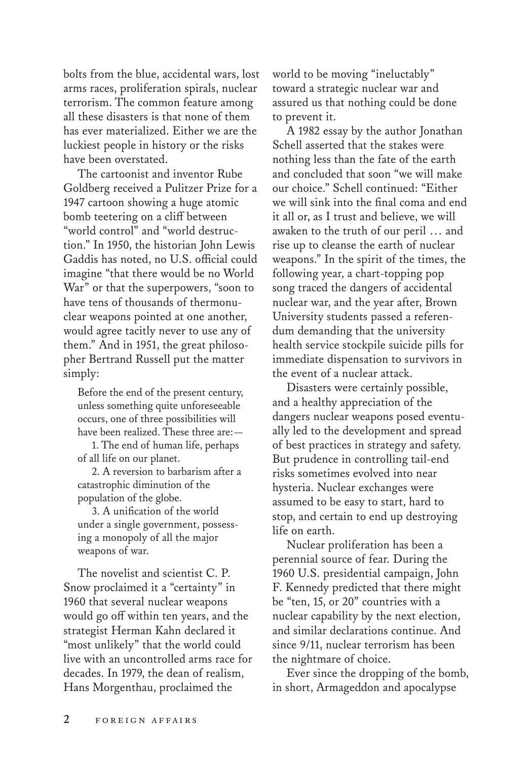bolts from the blue, accidental wars, lost arms races, proliferation spirals, nuclear terrorism. The common feature among all these disasters is that none of them has ever materialized. Either we are the luckiest people in history or the risks have been overstated.

The cartoonist and inventor Rube Goldberg received a Pulitzer Prize for a 1947 cartoon showing a huge atomic bomb teetering on a cliff between "world control" and "world destruction." In 1950, the historian John Lewis Gaddis has noted, no U.S. official could imagine "that there would be no World War" or that the superpowers, "soon to have tens of thousands of thermonuclear weapons pointed at one another, would agree tacitly never to use any of them." And in 1951, the great philosopher Bertrand Russell put the matter simply:

> Before the end of the present century, unless something quite unforeseeable occurs, one of three possibilities will have been realized. These three are:—
>
> 1. The end of human life, perhaps of all life on our planet.
>
> 2. A reversion to barbarism after a catastrophic diminution of the population of the globe.
>
> 3. A unification of the world under a single government, possessing a monopoly of all the major weapons of war.

The novelist and scientist C. P. Snow proclaimed it a "certainty" in 1960 that several nuclear weapons would go off within ten years, and the strategist Herman Kahn declared it "most unlikely" that the world could live with an uncontrolled arms race for decades. In 1979, the dean of realism, Hans Morgenthau, proclaimed the world to be moving "ineluctably" toward a strategic nuclear war and assured us that nothing could be done to prevent it.

A 1982 essay by the author Jonathan Schell asserted that the stakes were nothing less than the fate of the earth and concluded that soon "we will make our choice." Schell continued: "Either we will sink into the final coma and end it all or, as I trust and believe, we will awaken to the truth of our peril … and rise up to cleanse the earth of nuclear weapons." In the spirit of the times, the following year, a chart-topping pop song traced the dangers of accidental nuclear war, and the year after, Brown University students passed a referendum demanding that the university health service stockpile suicide pills for immediate dispensation to survivors in the event of a nuclear attack.

Disasters were certainly possible, and a healthy appreciation of the dangers nuclear weapons posed eventually led to the development and spread of best practices in strategy and safety. But prudence in controlling tail-end risks sometimes evolved into near hysteria. Nuclear exchanges were assumed to be easy to start, hard to stop, and certain to end up destroying life on earth.

Nuclear proliferation has been a perennial source of fear. During the 1960 U.S. presidential campaign, John F. Kennedy predicted that there might be "ten, 15, or 20" countries with a nuclear capability by the next election, and similar declarations continue. And since 9/11, nuclear terrorism has been the nightmare of choice.

Ever since the dropping of the bomb, in short, Armageddon and apocalypse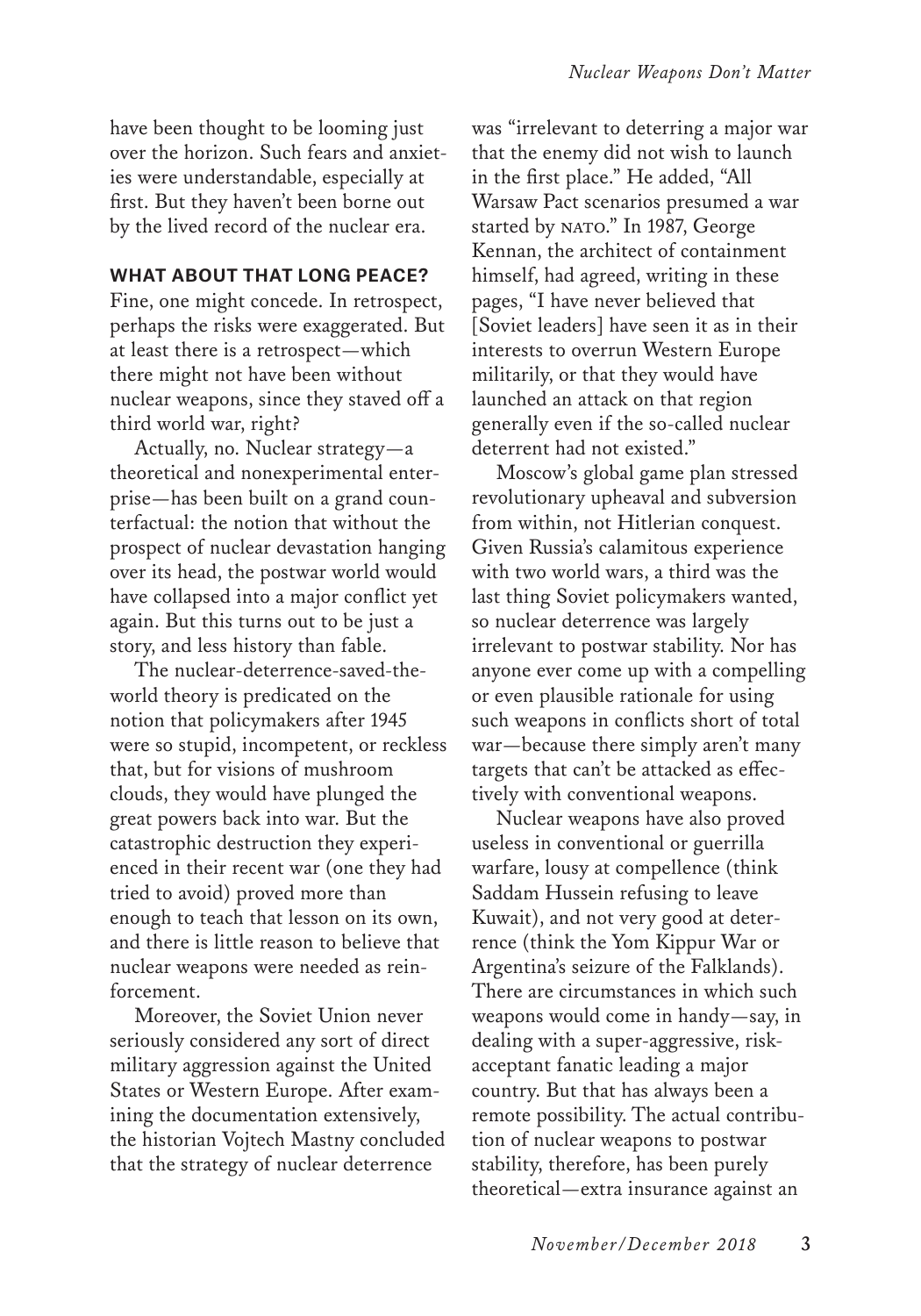have been thought to be looming just over the horizon. Such fears and anxieties were understandable, especially at first. But they haven't been borne out by the lived record of the nuclear era.

## WHAT ABOUT THAT LONG PEACE?

Fine, one might concede. In retrospect, perhaps the risks were exaggerated. But at least there is a retrospect—which there might not have been without nuclear weapons, since they staved off a third world war, right?

Actually, no. Nuclear strategy—a theoretical and nonexperimental enterprise—has been built on a grand counterfactual: the notion that without the prospect of nuclear devastation hanging over its head, the postwar world would have collapsed into a major conflict yet again. But this turns out to be just a story, and less history than fable.

The nuclear-deterrence-saved-the-world theory is predicated on the notion that policymakers after 1945 were so stupid, incompetent, or reckless that, but for visions of mushroom clouds, they would have plunged the great powers back into war. But the catastrophic destruction they experienced in their recent war (one they had tried to avoid) proved more than enough to teach that lesson on its own, and there is little reason to believe that nuclear weapons were needed as reinforcement.

Moreover, the Soviet Union never seriously considered any sort of direct military aggression against the United States or Western Europe. After examining the documentation extensively, the historian Vojtech Mastny concluded that the strategy of nuclear deterrence was "irrelevant to deterring a major war that the enemy did not wish to launch in the first place." He added, "All Warsaw Pact scenarios presumed a war started by NATO." In 1987, George Kennan, the architect of containment himself, had agreed, writing in these pages, "I have never believed that [Soviet leaders] have seen it as in their interests to overrun Western Europe militarily, or that they would have launched an attack on that region generally even if the so-called nuclear deterrent had not existed."

Moscow's global game plan stressed revolutionary upheaval and subversion from within, not Hitlerian conquest. Given Russia's calamitous experience with two world wars, a third was the last thing Soviet policymakers wanted, so nuclear deterrence was largely irrelevant to postwar stability. Nor has anyone ever come up with a compelling or even plausible rationale for using such weapons in conflicts short of total war—because there simply aren't many targets that can't be attacked as effectively with conventional weapons.

Nuclear weapons have also proved useless in conventional or guerrilla warfare, lousy at compellence (think Saddam Hussein refusing to leave Kuwait), and not very good at deterrence (think the Yom Kippur War or Argentina's seizure of the Falklands). There are circumstances in which such weapons would come in handy—say, in dealing with a super-aggressive, risk-acceptant fanatic leading a major country. But that has always been a remote possibility. The actual contribution of nuclear weapons to postwar stability, therefore, has been purely theoretical—extra insurance against an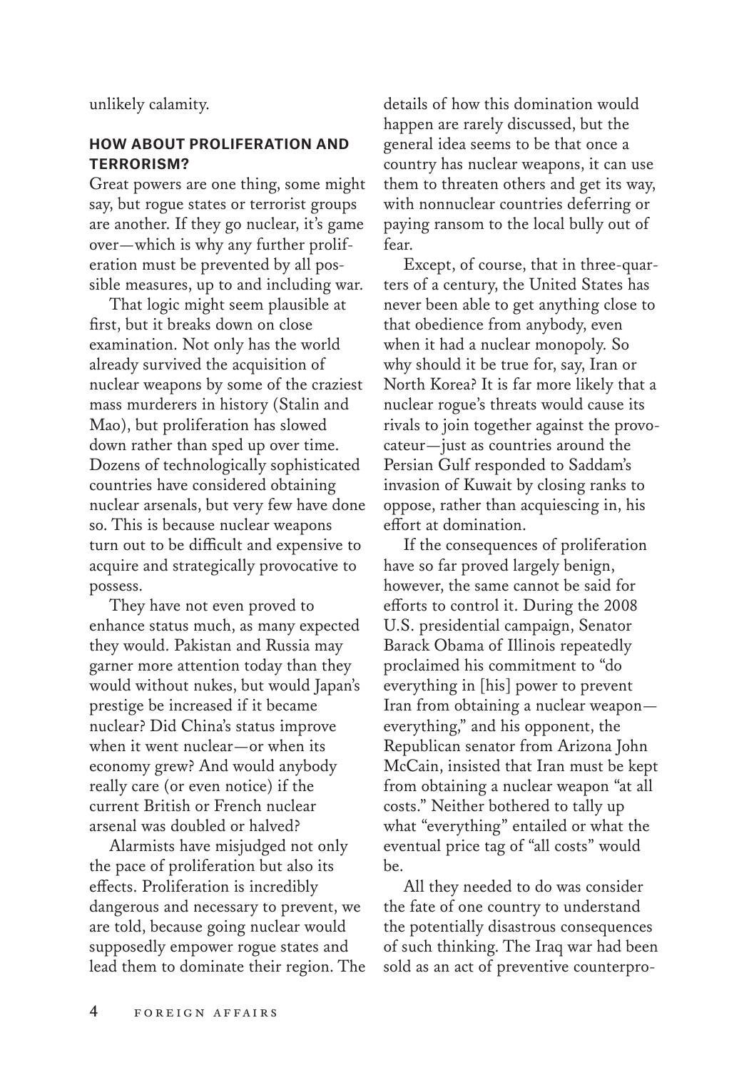unlikely calamity.

## HOW ABOUT PROLIFERATION AND TERRORISM?

Great powers are one thing, some might say, but rogue states or terrorist groups are another. If they go nuclear, it's game over—which is why any further proliferation must be prevented by all possible measures, up to and including war.

That logic might seem plausible at first, but it breaks down on close examination. Not only has the world already survived the acquisition of nuclear weapons by some of the craziest mass murderers in history (Stalin and Mao), but proliferation has slowed down rather than sped up over time. Dozens of technologically sophisticated countries have considered obtaining nuclear arsenals, but very few have done so. This is because nuclear weapons turn out to be difficult and expensive to acquire and strategically provocative to possess.

They have not even proved to enhance status much, as many expected they would. Pakistan and Russia may garner more attention today than they would without nukes, but would Japan's prestige be increased if it became nuclear? Did China's status improve when it went nuclear—or when its economy grew? And would anybody really care (or even notice) if the current British or French nuclear arsenal was doubled or halved?

Alarmists have misjudged not only the pace of proliferation but also its effects. Proliferation is incredibly dangerous and necessary to prevent, we are told, because going nuclear would supposedly empower rogue states and lead them to dominate their region. The details of how this domination would happen are rarely discussed, but the general idea seems to be that once a country has nuclear weapons, it can use them to threaten others and get its way, with nonnuclear countries deferring or paying ransom to the local bully out of fear.

Except, of course, that in three-quarters of a century, the United States has never been able to get anything close to that obedience from anybody, even when it had a nuclear monopoly. So why should it be true for, say, Iran or North Korea? It is far more likely that a nuclear rogue's threats would cause its rivals to join together against the provocateur—just as countries around the Persian Gulf responded to Saddam's invasion of Kuwait by closing ranks to oppose, rather than acquiescing in, his effort at domination.

If the consequences of proliferation have so far proved largely benign, however, the same cannot be said for efforts to control it. During the 2008 U.S. presidential campaign, Senator Barack Obama of Illinois repeatedly proclaimed his commitment to "do everything in [his] power to prevent Iran from obtaining a nuclear weapon—everything," and his opponent, the Republican senator from Arizona John McCain, insisted that Iran must be kept from obtaining a nuclear weapon "at all costs." Neither bothered to tally up what "everything" entailed or what the eventual price tag of "all costs" would be.

All they needed to do was consider the fate of one country to understand the potentially disastrous consequences of such thinking. The Iraq war had been sold as an act of preventive counterpro-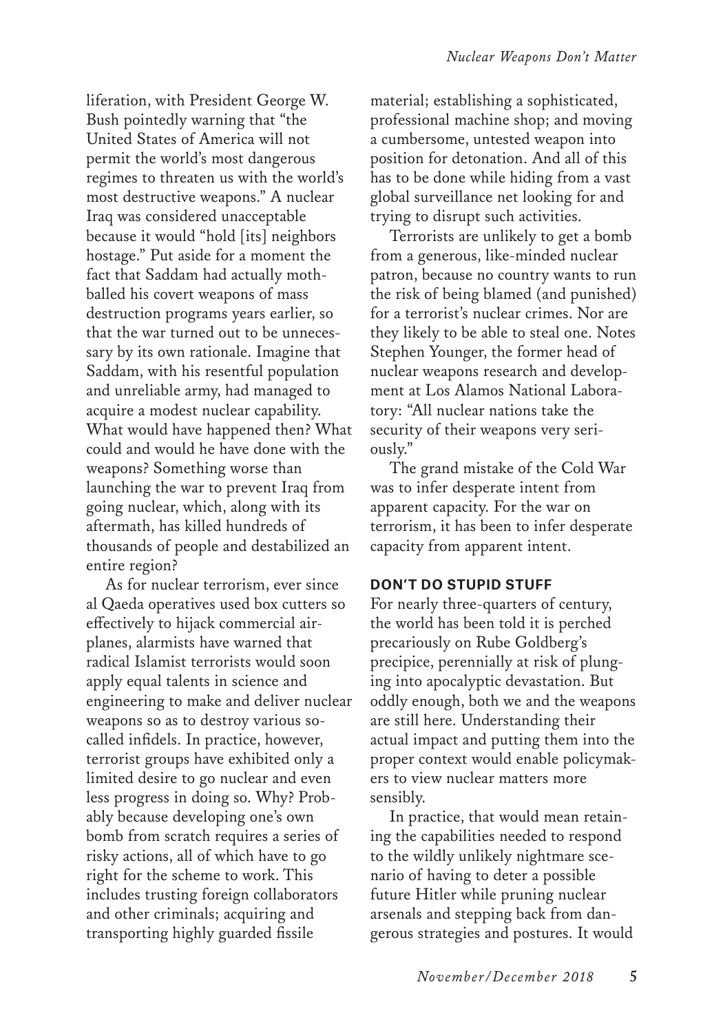liferation, with President George W. Bush pointedly warning that "the United States of America will not permit the world's most dangerous regimes to threaten us with the world's most destructive weapons." A nuclear Iraq was considered unacceptable because it would "hold [its] neighbors hostage." Put aside for a moment the fact that Saddam had actually mothballed his covert weapons of mass destruction programs years earlier, so that the war turned out to be unnecessary by its own rationale. Imagine that Saddam, with his resentful population and unreliable army, had managed to acquire a modest nuclear capability. What would have happened then? What could and would he have done with the weapons? Something worse than launching the war to prevent Iraq from going nuclear, which, along with its aftermath, has killed hundreds of thousands of people and destabilized an entire region?

As for nuclear terrorism, ever since al Qaeda operatives used box cutters so effectively to hijack commercial airplanes, alarmists have warned that radical Islamist terrorists would soon apply equal talents in science and engineering to make and deliver nuclear weapons so as to destroy various so-called infidels. In practice, however, terrorist groups have exhibited only a limited desire to go nuclear and even less progress in doing so. Why? Probably because developing one's own bomb from scratch requires a series of risky actions, all of which have to go right for the scheme to work. This includes trusting foreign collaborators and other criminals; acquiring and transporting highly guarded fissile material; establishing a sophisticated, professional machine shop; and moving a cumbersome, untested weapon into position for detonation. And all of this has to be done while hiding from a vast global surveillance net looking for and trying to disrupt such activities.

Terrorists are unlikely to get a bomb from a generous, like-minded nuclear patron, because no country wants to run the risk of being blamed (and punished) for a terrorist's nuclear crimes. Nor are they likely to be able to steal one. Notes Stephen Younger, the former head of nuclear weapons research and development at Los Alamos National Laboratory: "All nuclear nations take the security of their weapons very seriously."

The grand mistake of the Cold War was to infer desperate intent from apparent capacity. For the war on terrorism, it has been to infer desperate capacity from apparent intent.

## DON'T DO STUPID STUFF

For nearly three-quarters of century, the world has been told it is perched precariously on Rube Goldberg's precipice, perennially at risk of plunging into apocalyptic devastation. But oddly enough, both we and the weapons are still here. Understanding their actual impact and putting them into the proper context would enable policymakers to view nuclear matters more sensibly.

In practice, that would mean retaining the capabilities needed to respond to the wildly unlikely nightmare scenario of having to deter a possible future Hitler while pruning nuclear arsenals and stepping back from dangerous strategies and postures. It would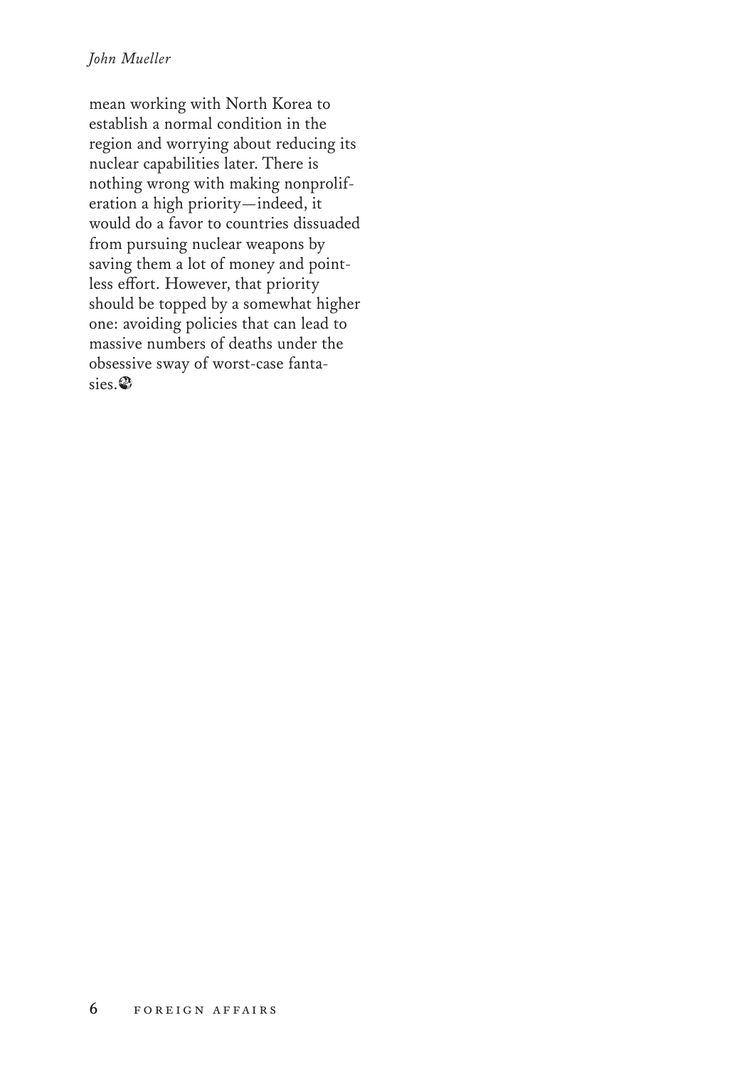mean working with North Korea to establish a normal condition in the region and worrying about reducing its nuclear capabilities later. There is nothing wrong with making nonproliferation a high priority—indeed, it would do a favor to countries dissuaded from pursuing nuclear weapons by saving them a lot of money and pointless effort. However, that priority should be topped by a somewhat higher one: avoiding policies that can lead to massive numbers of deaths under the obsessive sway of worst-case fantasies.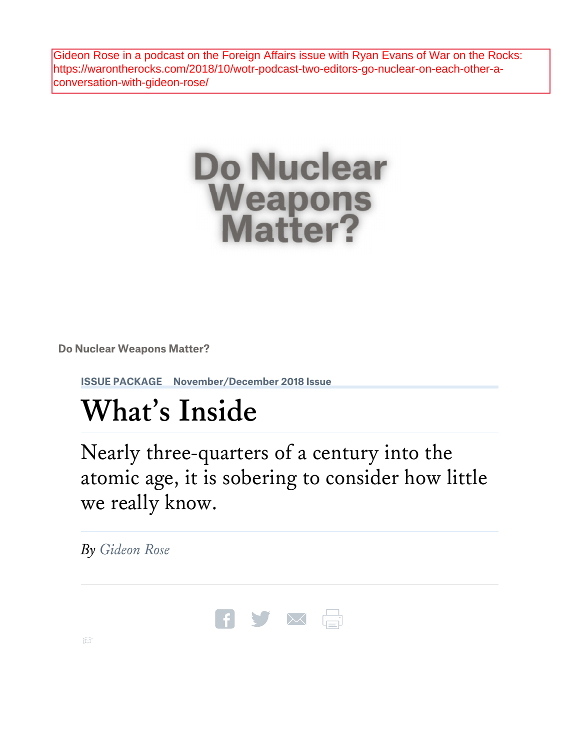Gideon Rose in a podcast on the Foreign Affairs issue with Ryan Evans of War on the Rocks: https://warontherocks.com/2018/10/wotr-podcast-two-editors-go-nuclear-on-each-other-a-conversation-with-gideon-rose/

# Do Nuclear Weapons Matter?

**Do Nuclear Weapons Matter?**

**ISSUE PACKAGE** **November/December 2018 Issue**

# What's Inside

## Nearly three-quarters of a century into the atomic age, it is sobering to consider how little we really know.

*By Gideon Rose*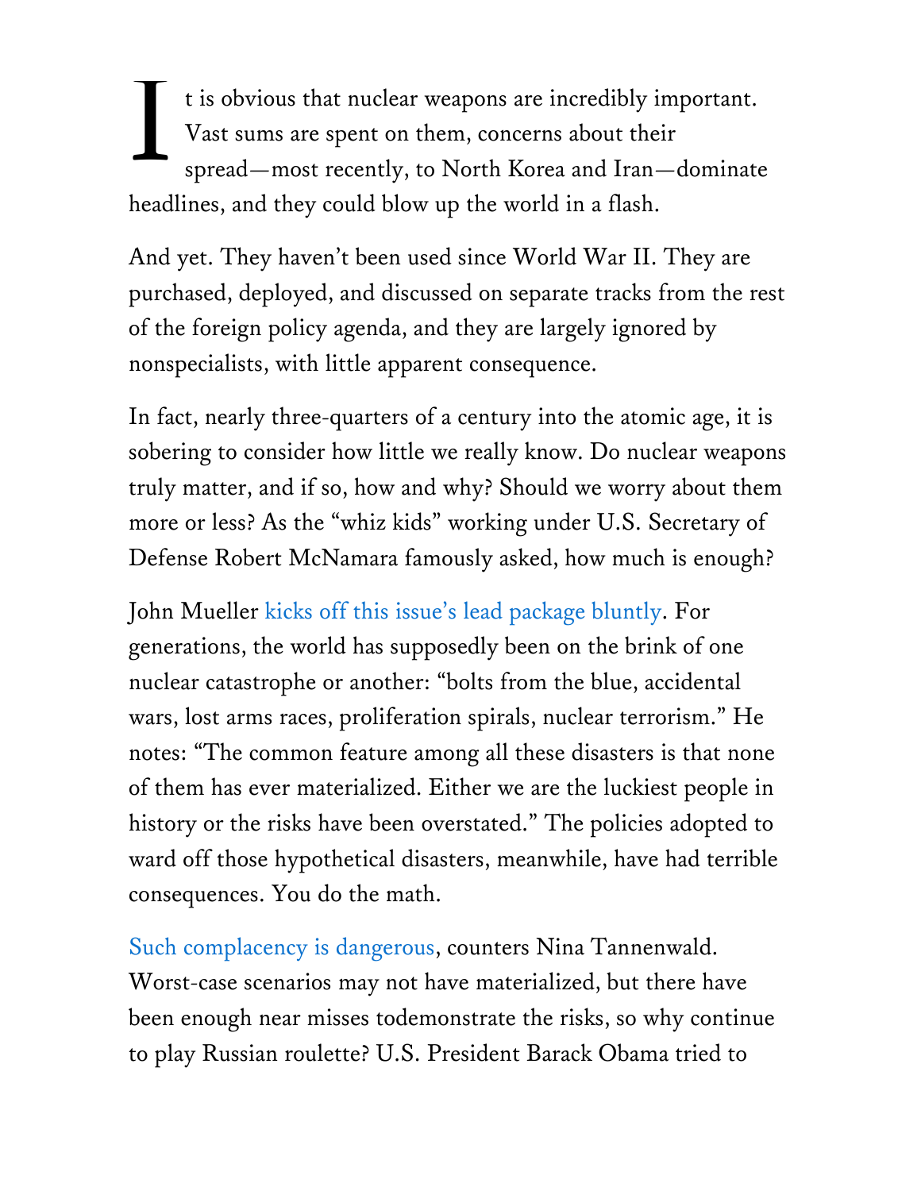It is obvious that nuclear weapons are incredibly important. Vast sums are spent on them, concerns about their spread—most recently, to North Korea and Iran—dominate headlines, and they could blow up the world in a flash.

And yet. They haven't been used since World War II. They are purchased, deployed, and discussed on separate tracks from the rest of the foreign policy agenda, and they are largely ignored by nonspecialists, with little apparent consequence.

In fact, nearly three-quarters of a century into the atomic age, it is sobering to consider how little we really know. Do nuclear weapons truly matter, and if so, how and why? Should we worry about them more or less? As the "whiz kids" working under U.S. Secretary of Defense Robert McNamara famously asked, how much is enough?

John Mueller kicks off this issue's lead package bluntly. For generations, the world has supposedly been on the brink of one nuclear catastrophe or another: "bolts from the blue, accidental wars, lost arms races, proliferation spirals, nuclear terrorism." He notes: "The common feature among all these disasters is that none of them has ever materialized. Either we are the luckiest people in history or the risks have been overstated." The policies adopted to ward off those hypothetical disasters, meanwhile, have had terrible consequences. You do the math.

Such complacency is dangerous, counters Nina Tannenwald. Worst-case scenarios may not have materialized, but there have been enough near misses todemonstrate the risks, so why continue to play Russian roulette? U.S. President Barack Obama tried to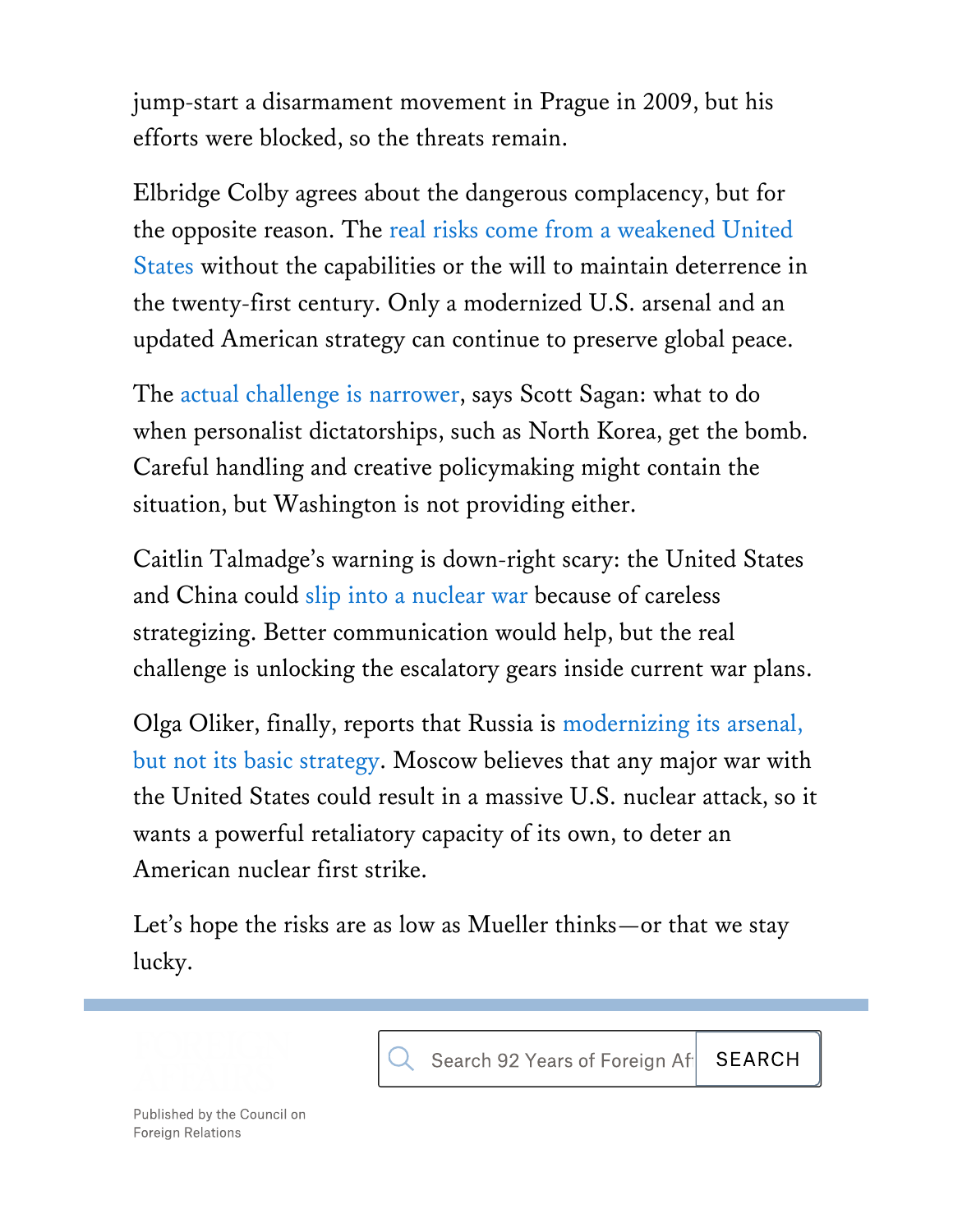jump-start a disarmament movement in Prague in 2009, but his efforts were blocked, so the threats remain.

Elbridge Colby agrees about the dangerous complacency, but for the opposite reason. The real risks come from a weakened United States without the capabilities or the will to maintain deterrence in the twenty-first century. Only a modernized U.S. arsenal and an updated American strategy can continue to preserve global peace.

The actual challenge is narrower, says Scott Sagan: what to do when personalist dictatorships, such as North Korea, get the bomb. Careful handling and creative policymaking might contain the situation, but Washington is not providing either.

Caitlin Talmadge's warning is down-right scary: the United States and China could slip into a nuclear war because of careless strategizing. Better communication would help, but the real challenge is unlocking the escalatory gears inside current war plans.

Olga Oliker, finally, reports that Russia is modernizing its arsenal, but not its basic strategy. Moscow believes that any major war with the United States could result in a massive U.S. nuclear attack, so it wants a powerful retaliatory capacity of its own, to deter an American nuclear first strike.

Let's hope the risks are as low as Mueller thinks—or that we stay lucky.

Search 92 Years of Foreign Af SEARCH

Published by the Council on Foreign Relations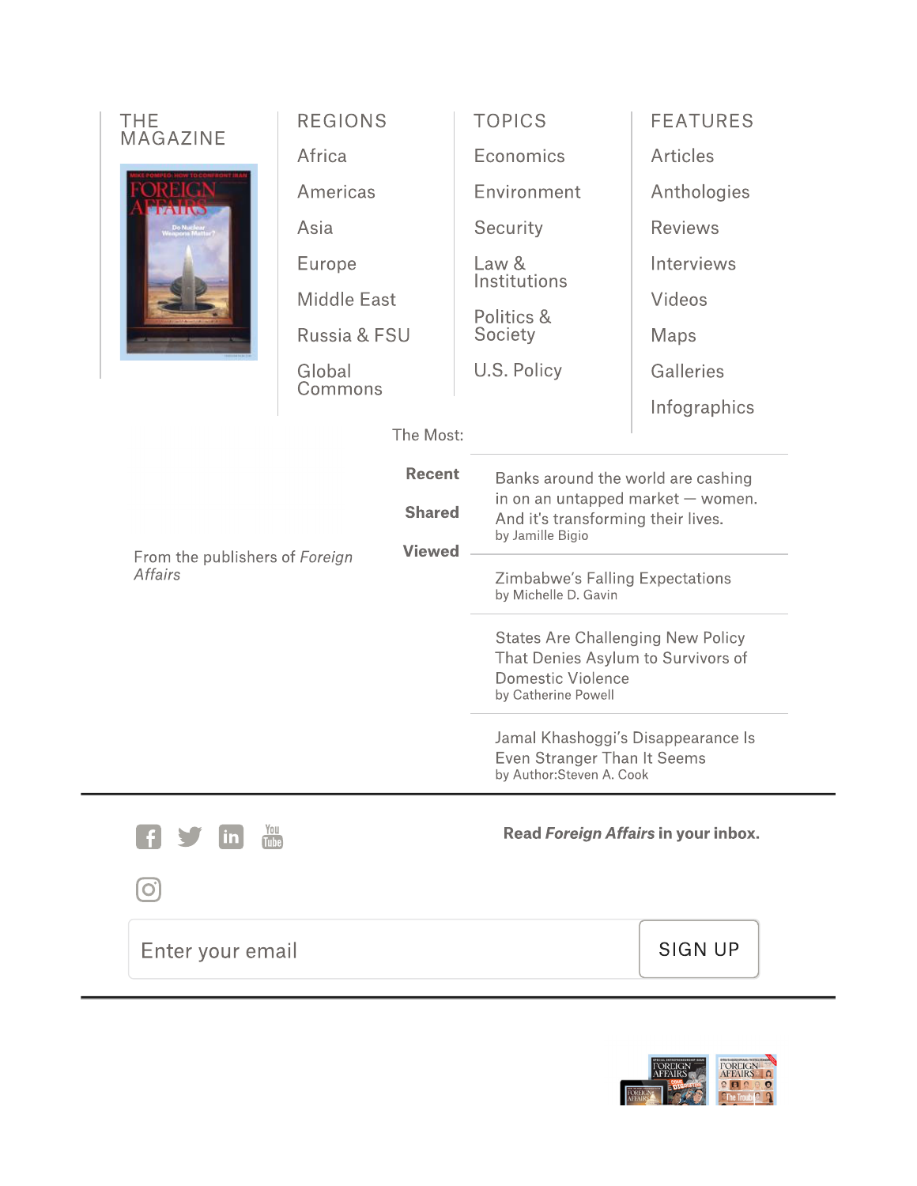THE MAGAZINE

REGIONS

- Africa
- Americas
- Asia
- Europe
- Middle East
- Russia & FSU
- Global Commons

TOPICS

- Economics
- Environment
- Security
- Law & Institutions
- Politics & Society
- U.S. Policy

FEATURES

- Articles
- Anthologies
- Reviews
- Interviews
- Videos
- Maps
- Galleries
- Infographics

The Most:

**Recent**

**Shared**

**Viewed**

From the publishers of *Foreign Affairs*

Banks around the world are cashing in on an untapped market — women. And it's transforming their lives.
by Jamille Bigio

Zimbabwe's Falling Expectations
by Michelle D. Gavin

States Are Challenging New Policy That Denies Asylum to Survivors of Domestic Violence
by Catherine Powell

Jamal Khashoggi's Disappearance Is Even Stranger Than It Seems
by Author:Steven A. Cook

---

**Read *Foreign Affairs* in your inbox.**

Enter your email

SIGN UP

---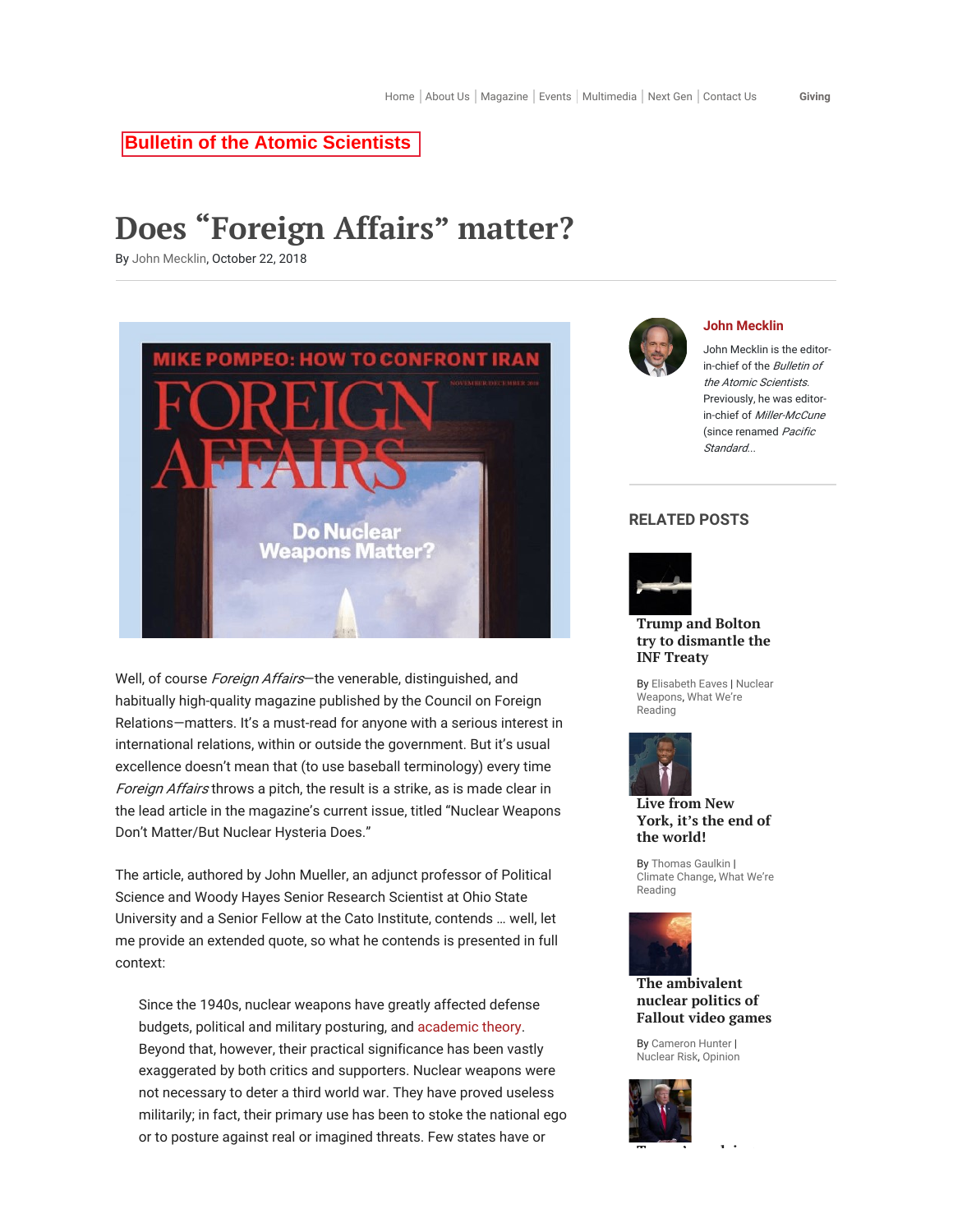Home | About Us | Magazine | Events | Multimedia | Next Gen | Contact Us    Giving

Bulletin of the Atomic Scientists

# Does "Foreign Affairs" matter?

By John Mecklin, October 22, 2018

Well, of course *Foreign Affairs*—the venerable, distinguished, and habitually high-quality magazine published by the Council on Foreign Relations—matters. It's a must-read for anyone with a serious interest in international relations, within or outside the government. But it's usual excellence doesn't mean that (to use baseball terminology) every time *Foreign Affairs* throws a pitch, the result is a strike, as is made clear in the lead article in the magazine's current issue, titled "Nuclear Weapons Don't Matter/But Nuclear Hysteria Does."

The article, authored by John Mueller, an adjunct professor of Political Science and Woody Hayes Senior Research Scientist at Ohio State University and a Senior Fellow at the Cato Institute, contends … well, let me provide an extended quote, so what he contends is presented in full context:

> Since the 1940s, nuclear weapons have greatly affected defense budgets, political and military posturing, and academic theory. Beyond that, however, their practical significance has been vastly exaggerated by both critics and supporters. Nuclear weapons were not necessary to deter a third world war. They have proved useless militarily; in fact, their primary use has been to stoke the national ego or to posture against real or imagined threats. Few states have or

**John Mecklin**

John Mecklin is the editor-in-chief of the *Bulletin of the Atomic Scientists*. Previously, he was editor-in-chief of *Miller-McCune* (since renamed *Pacific Standard*...

## RELATED POSTS

**Trump and Bolton try to dismantle the INF Treaty**

By Elisabeth Eaves | Nuclear Weapons, What We're Reading

**Live from New York, it's the end of the world!**

By Thomas Gaulkin | Climate Change, What We're Reading

**The ambivalent nuclear politics of Fallout video games**

By Cameron Hunter | Nuclear Risk, Opinion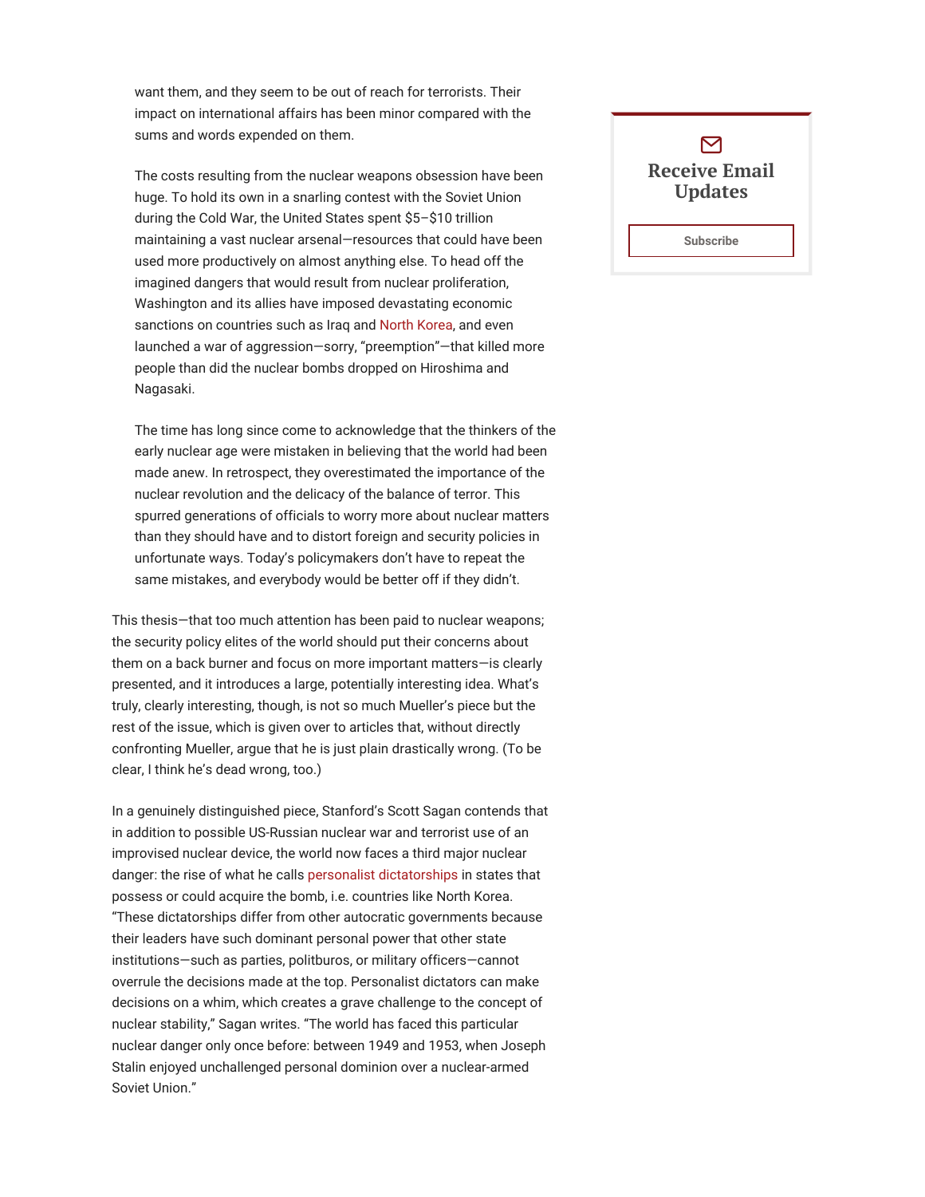> want them, and they seem to be out of reach for terrorists. Their impact on international affairs has been minor compared with the sums and words expended on them.
>
> The costs resulting from the nuclear weapons obsession have been huge. To hold its own in a snarling contest with the Soviet Union during the Cold War, the United States spent $5–$10 trillion maintaining a vast nuclear arsenal—resources that could have been used more productively on almost anything else. To head off the imagined dangers that would result from nuclear proliferation, Washington and its allies have imposed devastating economic sanctions on countries such as Iraq and North Korea, and even launched a war of aggression—sorry, "preemption"—that killed more people than did the nuclear bombs dropped on Hiroshima and Nagasaki.
>
> The time has long since come to acknowledge that the thinkers of the early nuclear age were mistaken in believing that the world had been made anew. In retrospect, they overestimated the importance of the nuclear revolution and the delicacy of the balance of terror. This spurred generations of officials to worry more about nuclear matters than they should have and to distort foreign and security policies in unfortunate ways. Today's policymakers don't have to repeat the same mistakes, and everybody would be better off if they didn't.

This thesis—that too much attention has been paid to nuclear weapons; the security policy elites of the world should put their concerns about them on a back burner and focus on more important matters—is clearly presented, and it introduces a large, potentially interesting idea. What's truly, clearly interesting, though, is not so much Mueller's piece but the rest of the issue, which is given over to articles that, without directly confronting Mueller, argue that he is just plain drastically wrong. (To be clear, I think he's dead wrong, too.)

In a genuinely distinguished piece, Stanford's Scott Sagan contends that in addition to possible US-Russian nuclear war and terrorist use of an improvised nuclear device, the world now faces a third major nuclear danger: the rise of what he calls personalist dictatorships in states that possess or could acquire the bomb, i.e. countries like North Korea. "These dictatorships differ from other autocratic governments because their leaders have such dominant personal power that other state institutions—such as parties, politburos, or military officers—cannot overrule the decisions made at the top. Personalist dictators can make decisions on a whim, which creates a grave challenge to the concept of nuclear stability," Sagan writes. "The world has faced this particular nuclear danger only once before: between 1949 and 1953, when Joseph Stalin enjoyed unchallenged personal dominion over a nuclear-armed Soviet Union."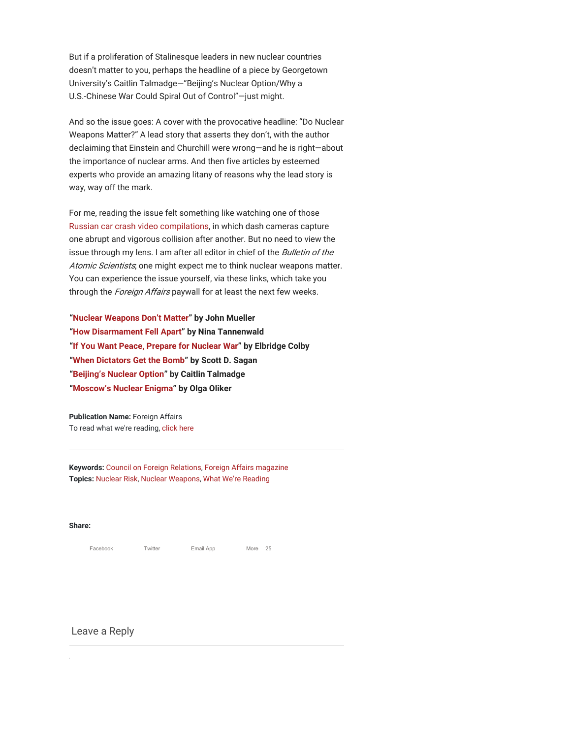But if a proliferation of Stalinesque leaders in new nuclear countries doesn't matter to you, perhaps the headline of a piece by Georgetown University's Caitlin Talmadge—"Beijing's Nuclear Option/Why a U.S.-Chinese War Could Spiral Out of Control"—just might.

And so the issue goes: A cover with the provocative headline: "Do Nuclear Weapons Matter?" A lead story that asserts they don't, with the author declaiming that Einstein and Churchill were wrong—and he is right—about the importance of nuclear arms. And then five articles by esteemed experts who provide an amazing litany of reasons why the lead story is way, way off the mark.

For me, reading the issue felt something like watching one of those Russian car crash video compilations, in which dash cameras capture one abrupt and vigorous collision after another. But no need to view the issue through my lens. I am after all editor in chief of the *Bulletin of the Atomic Scientists*, one might expect me to think nuclear weapons matter. You can experience the issue yourself, via these links, which take you through the *Foreign Affairs* paywall for at least the next few weeks.

**"Nuclear Weapons Don't Matter" by John Mueller**
**"How Disarmament Fell Apart" by Nina Tannenwald**
**"If You Want Peace, Prepare for Nuclear War" by Elbridge Colby**
**"When Dictators Get the Bomb" by Scott D. Sagan**
**"Beijing's Nuclear Option" by Caitlin Talmadge**
**"Moscow's Nuclear Enigma" by Olga Oliker**

**Publication Name:** Foreign Affairs
To read what we're reading, click here

**Keywords:** Council on Foreign Relations, Foreign Affairs magazine
**Topics:** Nuclear Risk, Nuclear Weapons, What We're Reading

**Share:**

Facebook Twitter Email App More 25

## Leave a Reply